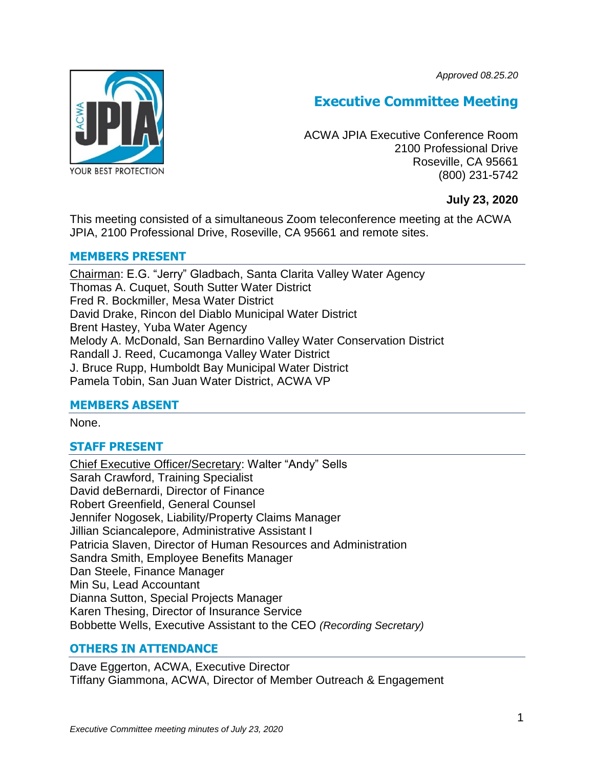*Approved 08.25.20*

# Executive Committee Meeting

ACWA JPIA Executive Conference Room
2100 Professional Drive
Roseville, CA 95661
(800) 231-5742

**July 23, 2020**

This meeting consisted of a simultaneous Zoom teleconference meeting at the ACWA JPIA, 2100 Professional Drive, Roseville, CA 95661 and remote sites.

## MEMBERS PRESENT

Chairman: E.G. "Jerry" Gladbach, Santa Clarita Valley Water Agency
Thomas A. Cuquet, South Sutter Water District
Fred R. Bockmiller, Mesa Water District
David Drake, Rincon del Diablo Municipal Water District
Brent Hastey, Yuba Water Agency
Melody A. McDonald, San Bernardino Valley Water Conservation District
Randall J. Reed, Cucamonga Valley Water District
J. Bruce Rupp, Humboldt Bay Municipal Water District
Pamela Tobin, San Juan Water District, ACWA VP

## MEMBERS ABSENT

None.

## STAFF PRESENT

Chief Executive Officer/Secretary: Walter "Andy" Sells
Sarah Crawford, Training Specialist
David deBernardi, Director of Finance
Robert Greenfield, General Counsel
Jennifer Nogosek, Liability/Property Claims Manager
Jillian Sciancalepore, Administrative Assistant I
Patricia Slaven, Director of Human Resources and Administration
Sandra Smith, Employee Benefits Manager
Dan Steele, Finance Manager
Min Su, Lead Accountant
Dianna Sutton, Special Projects Manager
Karen Thesing, Director of Insurance Service
Bobbette Wells, Executive Assistant to the CEO *(Recording Secretary)*

## OTHERS IN ATTENDANCE

Dave Eggerton, ACWA, Executive Director
Tiffany Giammona, ACWA, Director of Member Outreach & Engagement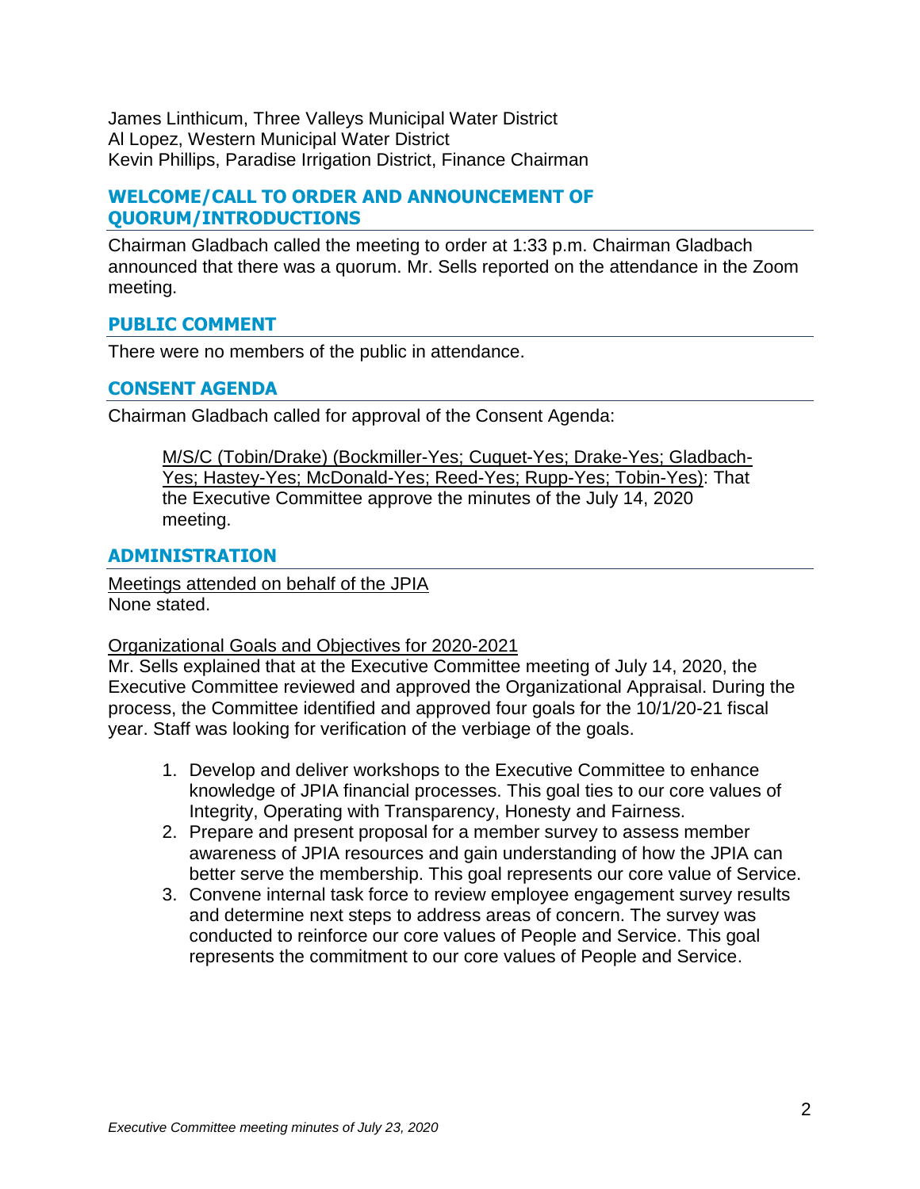James Linthicum, Three Valleys Municipal Water District
Al Lopez, Western Municipal Water District
Kevin Phillips, Paradise Irrigation District, Finance Chairman

## WELCOME/CALL TO ORDER AND ANNOUNCEMENT OF QUORUM/INTRODUCTIONS

Chairman Gladbach called the meeting to order at 1:33 p.m. Chairman Gladbach announced that there was a quorum. Mr. Sells reported on the attendance in the Zoom meeting.

## PUBLIC COMMENT

There were no members of the public in attendance.

## CONSENT AGENDA

Chairman Gladbach called for approval of the Consent Agenda:

> M/S/C (Tobin/Drake) (Bockmiller-Yes; Cuquet-Yes; Drake-Yes; Gladbach-Yes; Hastey-Yes; McDonald-Yes; Reed-Yes; Rupp-Yes; Tobin-Yes): That the Executive Committee approve the minutes of the July 14, 2020 meeting.

## ADMINISTRATION

Meetings attended on behalf of the JPIA
None stated.

Organizational Goals and Objectives for 2020-2021
Mr. Sells explained that at the Executive Committee meeting of July 14, 2020, the Executive Committee reviewed and approved the Organizational Appraisal. During the process, the Committee identified and approved four goals for the 10/1/20-21 fiscal year. Staff was looking for verification of the verbiage of the goals.

1. Develop and deliver workshops to the Executive Committee to enhance knowledge of JPIA financial processes. This goal ties to our core values of Integrity, Operating with Transparency, Honesty and Fairness.
2. Prepare and present proposal for a member survey to assess member awareness of JPIA resources and gain understanding of how the JPIA can better serve the membership. This goal represents our core value of Service.
3. Convene internal task force to review employee engagement survey results and determine next steps to address areas of concern. The survey was conducted to reinforce our core values of People and Service. This goal represents the commitment to our core values of People and Service.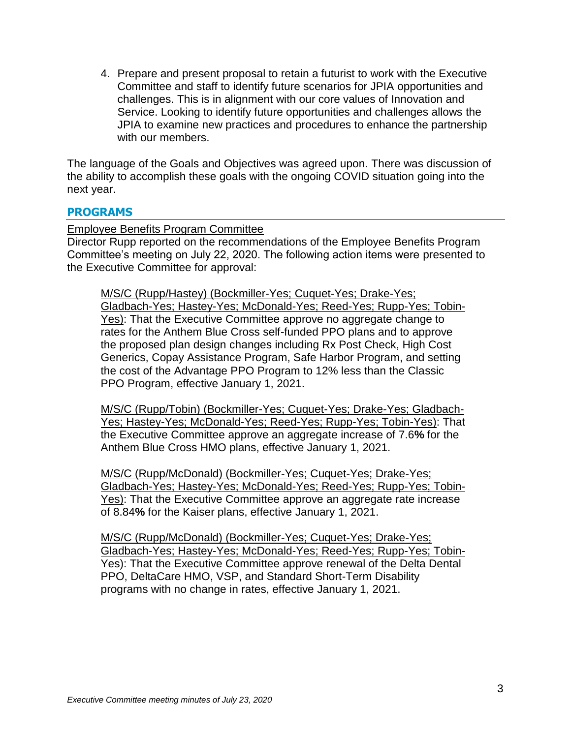4. Prepare and present proposal to retain a futurist to work with the Executive Committee and staff to identify future scenarios for JPIA opportunities and challenges. This is in alignment with our core values of Innovation and Service. Looking to identify future opportunities and challenges allows the JPIA to examine new practices and procedures to enhance the partnership with our members.

The language of the Goals and Objectives was agreed upon. There was discussion of the ability to accomplish these goals with the ongoing COVID situation going into the next year.

## PROGRAMS

Employee Benefits Program Committee

Director Rupp reported on the recommendations of the Employee Benefits Program Committee's meeting on July 22, 2020. The following action items were presented to the Executive Committee for approval:

> M/S/C (Rupp/Hastey) (Bockmiller-Yes; Cuquet-Yes; Drake-Yes; Gladbach-Yes; Hastey-Yes; McDonald-Yes; Reed-Yes; Rupp-Yes; Tobin-Yes): That the Executive Committee approve no aggregate change to rates for the Anthem Blue Cross self-funded PPO plans and to approve the proposed plan design changes including Rx Post Check, High Cost Generics, Copay Assistance Program, Safe Harbor Program, and setting the cost of the Advantage PPO Program to 12% less than the Classic PPO Program, effective January 1, 2021.
>
> M/S/C (Rupp/Tobin) (Bockmiller-Yes; Cuquet-Yes; Drake-Yes; Gladbach-Yes; Hastey-Yes; McDonald-Yes; Reed-Yes; Rupp-Yes; Tobin-Yes): That the Executive Committee approve an aggregate increase of 7.6**%** for the Anthem Blue Cross HMO plans, effective January 1, 2021.
>
> M/S/C (Rupp/McDonald) (Bockmiller-Yes; Cuquet-Yes; Drake-Yes; Gladbach-Yes; Hastey-Yes; McDonald-Yes; Reed-Yes; Rupp-Yes; Tobin-Yes): That the Executive Committee approve an aggregate rate increase of 8.84**%** for the Kaiser plans, effective January 1, 2021.
>
> M/S/C (Rupp/McDonald) (Bockmiller-Yes; Cuquet-Yes; Drake-Yes; Gladbach-Yes; Hastey-Yes; McDonald-Yes; Reed-Yes; Rupp-Yes; Tobin-Yes): That the Executive Committee approve renewal of the Delta Dental PPO, DeltaCare HMO, VSP, and Standard Short-Term Disability programs with no change in rates, effective January 1, 2021.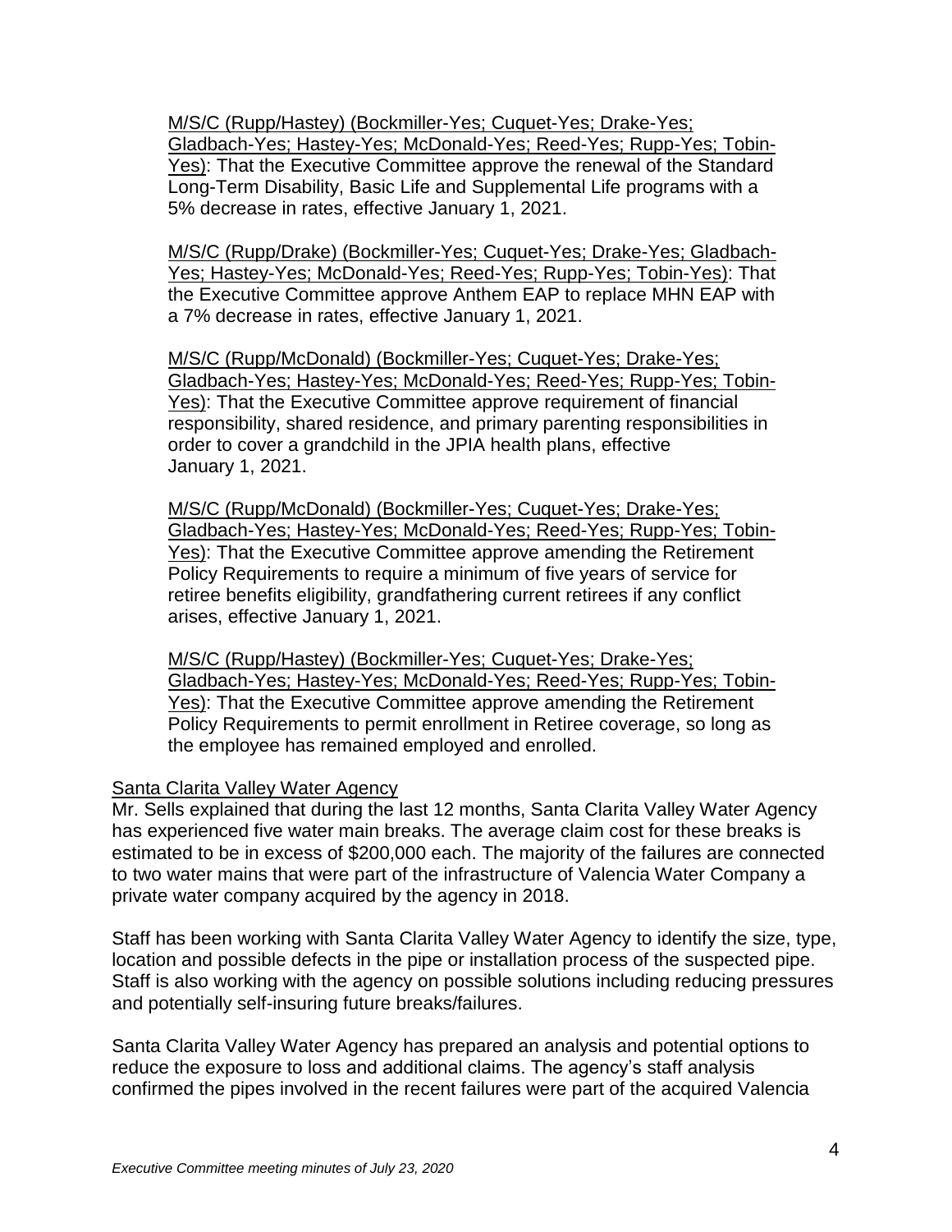M/S/C (Rupp/Hastey) (Bockmiller-Yes; Cuquet-Yes; Drake-Yes; Gladbach-Yes; Hastey-Yes; McDonald-Yes; Reed-Yes; Rupp-Yes; Tobin-Yes): That the Executive Committee approve the renewal of the Standard Long-Term Disability, Basic Life and Supplemental Life programs with a 5% decrease in rates, effective January 1, 2021.

M/S/C (Rupp/Drake) (Bockmiller-Yes; Cuquet-Yes; Drake-Yes; Gladbach-Yes; Hastey-Yes; McDonald-Yes; Reed-Yes; Rupp-Yes; Tobin-Yes): That the Executive Committee approve Anthem EAP to replace MHN EAP with a 7% decrease in rates, effective January 1, 2021.

M/S/C (Rupp/McDonald) (Bockmiller-Yes; Cuquet-Yes; Drake-Yes; Gladbach-Yes; Hastey-Yes; McDonald-Yes; Reed-Yes; Rupp-Yes; Tobin-Yes): That the Executive Committee approve requirement of financial responsibility, shared residence, and primary parenting responsibilities in order to cover a grandchild in the JPIA health plans, effective January 1, 2021.

M/S/C (Rupp/McDonald) (Bockmiller-Yes; Cuquet-Yes; Drake-Yes; Gladbach-Yes; Hastey-Yes; McDonald-Yes; Reed-Yes; Rupp-Yes; Tobin-Yes): That the Executive Committee approve amending the Retirement Policy Requirements to require a minimum of five years of service for retiree benefits eligibility, grandfathering current retirees if any conflict arises, effective January 1, 2021.

M/S/C (Rupp/Hastey) (Bockmiller-Yes; Cuquet-Yes; Drake-Yes; Gladbach-Yes; Hastey-Yes; McDonald-Yes; Reed-Yes; Rupp-Yes; Tobin-Yes): That the Executive Committee approve amending the Retirement Policy Requirements to permit enrollment in Retiree coverage, so long as the employee has remained employed and enrolled.

Santa Clarita Valley Water Agency

Mr. Sells explained that during the last 12 months, Santa Clarita Valley Water Agency has experienced five water main breaks. The average claim cost for these breaks is estimated to be in excess of $200,000 each. The majority of the failures are connected to two water mains that were part of the infrastructure of Valencia Water Company a private water company acquired by the agency in 2018.

Staff has been working with Santa Clarita Valley Water Agency to identify the size, type, location and possible defects in the pipe or installation process of the suspected pipe. Staff is also working with the agency on possible solutions including reducing pressures and potentially self-insuring future breaks/failures.

Santa Clarita Valley Water Agency has prepared an analysis and potential options to reduce the exposure to loss and additional claims. The agency's staff analysis confirmed the pipes involved in the recent failures were part of the acquired Valencia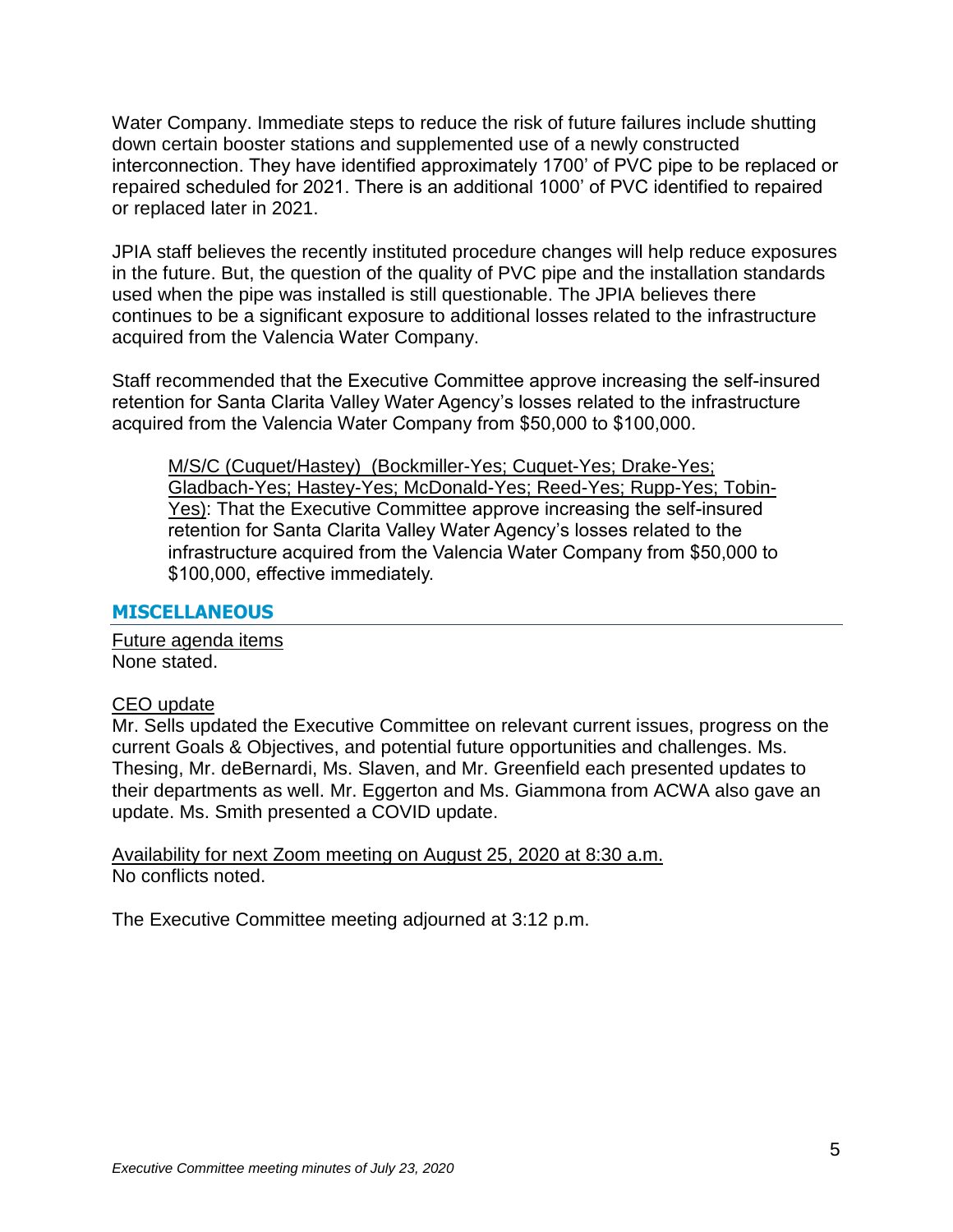Water Company. Immediate steps to reduce the risk of future failures include shutting down certain booster stations and supplemented use of a newly constructed interconnection. They have identified approximately 1700' of PVC pipe to be replaced or repaired scheduled for 2021. There is an additional 1000' of PVC identified to repaired or replaced later in 2021.

JPIA staff believes the recently instituted procedure changes will help reduce exposures in the future. But, the question of the quality of PVC pipe and the installation standards used when the pipe was installed is still questionable. The JPIA believes there continues to be a significant exposure to additional losses related to the infrastructure acquired from the Valencia Water Company.

Staff recommended that the Executive Committee approve increasing the self-insured retention for Santa Clarita Valley Water Agency's losses related to the infrastructure acquired from the Valencia Water Company from $50,000 to $100,000.

> M/S/C (Cuquet/Hastey) (Bockmiller-Yes; Cuquet-Yes; Drake-Yes; Gladbach-Yes; Hastey-Yes; McDonald-Yes; Reed-Yes; Rupp-Yes; Tobin-Yes): That the Executive Committee approve increasing the self-insured retention for Santa Clarita Valley Water Agency's losses related to the infrastructure acquired from the Valencia Water Company from $50,000 to $100,000, effective immediately.

## MISCELLANEOUS

Future agenda items
None stated.

CEO update
Mr. Sells updated the Executive Committee on relevant current issues, progress on the current Goals & Objectives, and potential future opportunities and challenges. Ms. Thesing, Mr. deBernardi, Ms. Slaven, and Mr. Greenfield each presented updates to their departments as well. Mr. Eggerton and Ms. Giammona from ACWA also gave an update. Ms. Smith presented a COVID update.

Availability for next Zoom meeting on August 25, 2020 at 8:30 a.m.
No conflicts noted.

The Executive Committee meeting adjourned at 3:12 p.m.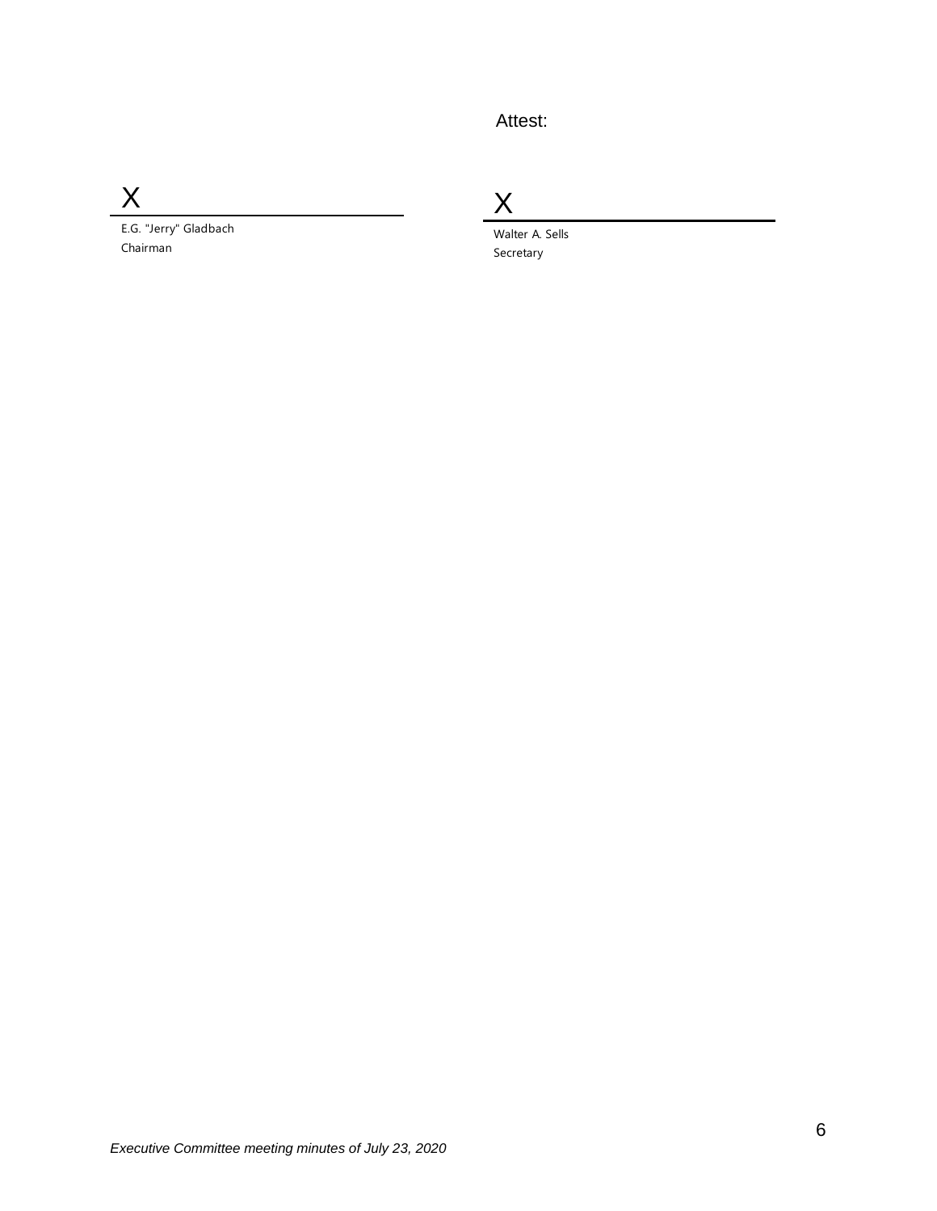Attest:

X \_\_\_\_\_\_\_\_\_\_\_\_\_\_\_\_\_\_\_\_\_\_\_\_\_\_\_\_\_\_

E.G. "Jerry" Gladbach
Chairman

X \_\_\_\_\_\_\_\_\_\_\_\_\_\_\_\_\_\_\_\_\_\_\_\_\_\_\_\_\_\_

Walter A. Sells
Secretary